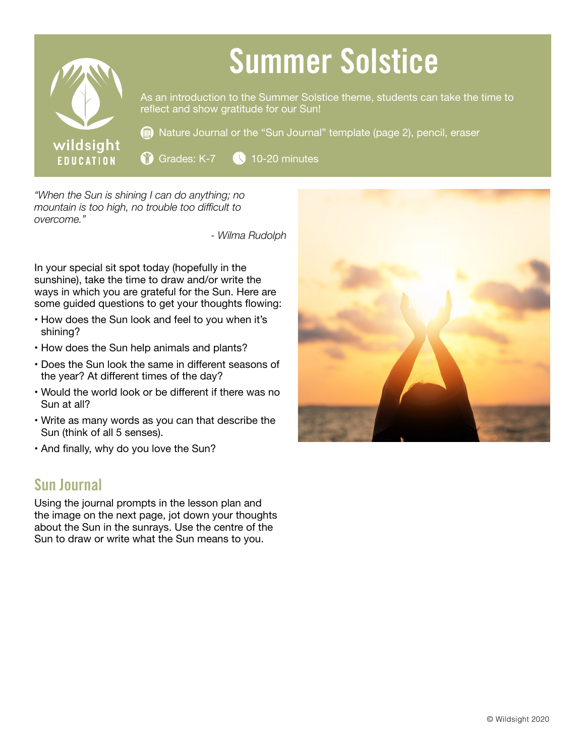wildsight EDUCATION

# Summer Solstice

As an introduction to the Summer Solstice theme, students can take the time to reflect and show gratitude for our Sun!

Nature Journal or the "Sun Journal" template (page 2), pencil, eraser

Grades: K-7

10-20 minutes

*"When the Sun is shining I can do anything; no mountain is too high, no trouble too difficult to overcome."*

*- Wilma Rudolph*

In your special sit spot today (hopefully in the sunshine), take the time to draw and/or write the ways in which you are grateful for the Sun. Here are some guided questions to get your thoughts flowing:

- How does the Sun look and feel to you when it's shining?
- How does the Sun help animals and plants?
- Does the Sun look the same in different seasons of the year? At different times of the day?
- Would the world look or be different if there was no Sun at all?
- Write as many words as you can that describe the Sun (think of all 5 senses).
- And finally, why do you love the Sun?

## Sun Journal

Using the journal prompts in the lesson plan and the image on the next page, jot down your thoughts about the Sun in the sunrays. Use the centre of the Sun to draw or write what the Sun means to you.

© Wildsight 2020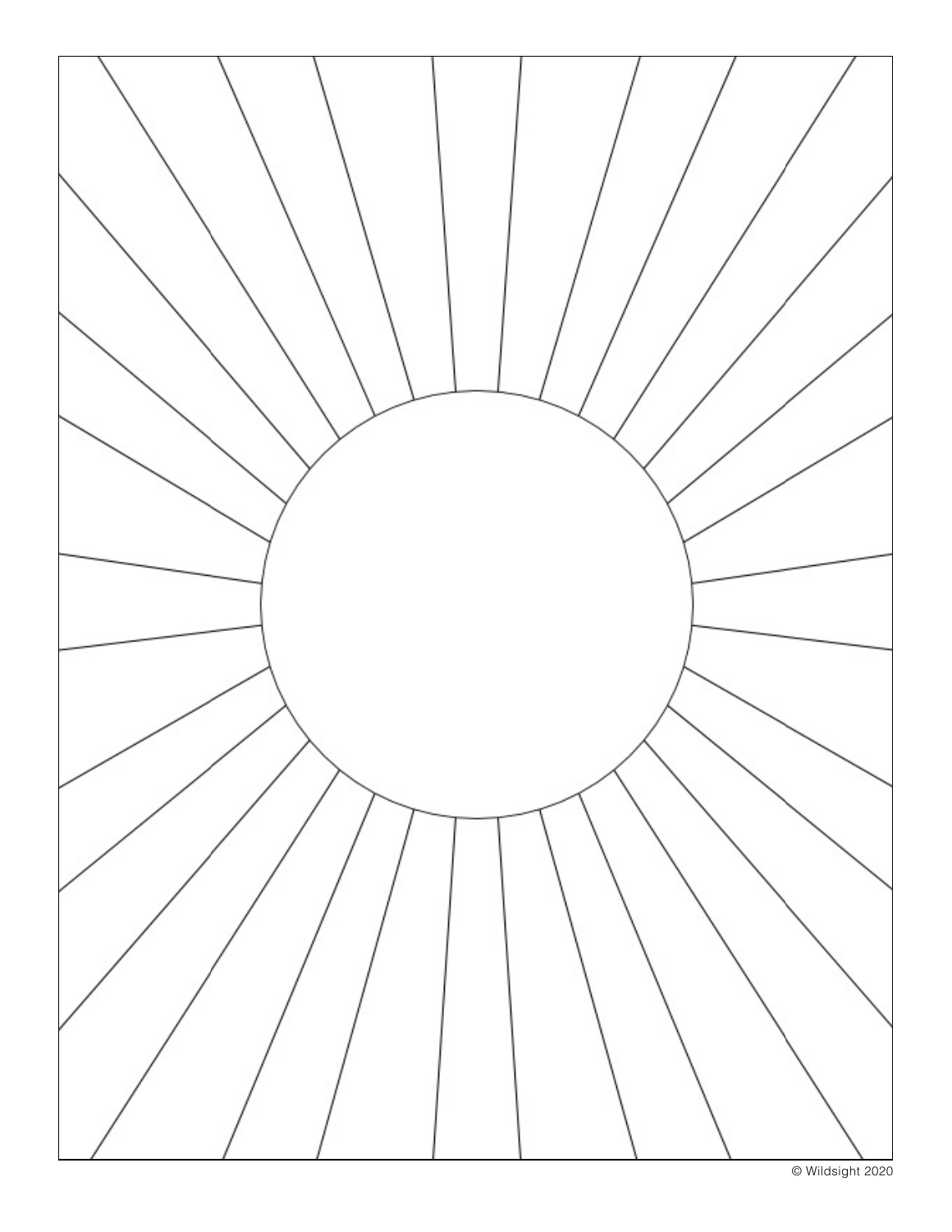© Wildsight 2020